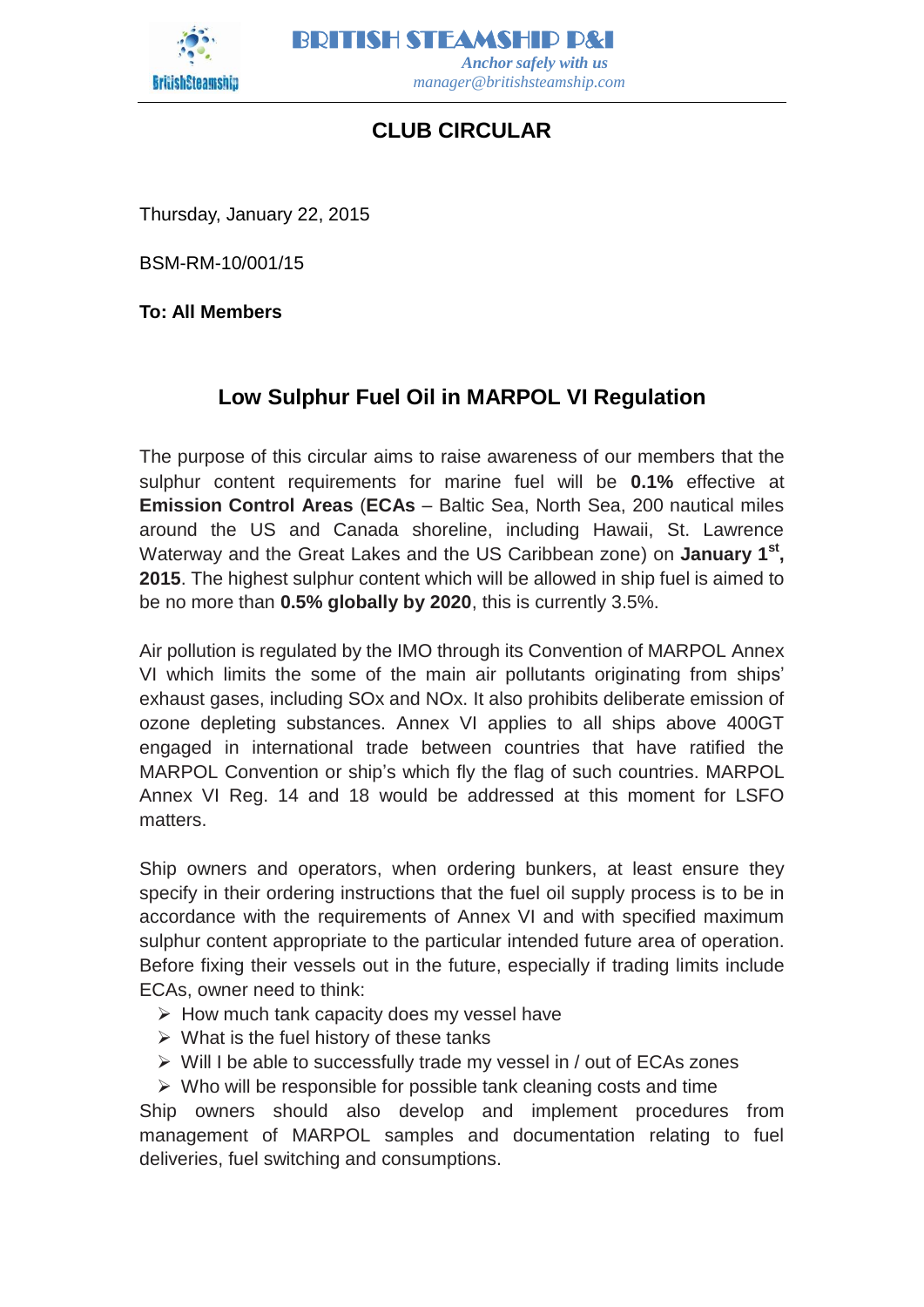**BRITISH STEAMSHIP P&I**

*Anchor safely with us*

*manager@britishsteamship.com*

## CLUB CIRCULAR

Thursday, January 22, 2015

BSM-RM-10/001/15

**To: All Members**

### Low Sulphur Fuel Oil in MARPOL VI Regulation

The purpose of this circular aims to raise awareness of our members that the sulphur content requirements for marine fuel will be **0.1%** effective at **Emission Control Areas** (**ECAs** – Baltic Sea, North Sea, 200 nautical miles around the US and Canada shoreline, including Hawaii, St. Lawrence Waterway and the Great Lakes and the US Caribbean zone) on **January 1st, 2015**. The highest sulphur content which will be allowed in ship fuel is aimed to be no more than **0.5% globally by 2020**, this is currently 3.5%.

Air pollution is regulated by the IMO through its Convention of MARPOL Annex VI which limits the some of the main air pollutants originating from ships' exhaust gases, including SOx and NOx. It also prohibits deliberate emission of ozone depleting substances. Annex VI applies to all ships above 400GT engaged in international trade between countries that have ratified the MARPOL Convention or ship's which fly the flag of such countries. MARPOL Annex VI Reg. 14 and 18 would be addressed at this moment for LSFO matters.

Ship owners and operators, when ordering bunkers, at least ensure they specify in their ordering instructions that the fuel oil supply process is to be in accordance with the requirements of Annex VI and with specified maximum sulphur content appropriate to the particular intended future area of operation. Before fixing their vessels out in the future, especially if trading limits include ECAs, owner need to think:

- How much tank capacity does my vessel have
- What is the fuel history of these tanks
- Will I be able to successfully trade my vessel in / out of ECAs zones
- Who will be responsible for possible tank cleaning costs and time

Ship owners should also develop and implement procedures from management of MARPOL samples and documentation relating to fuel deliveries, fuel switching and consumptions.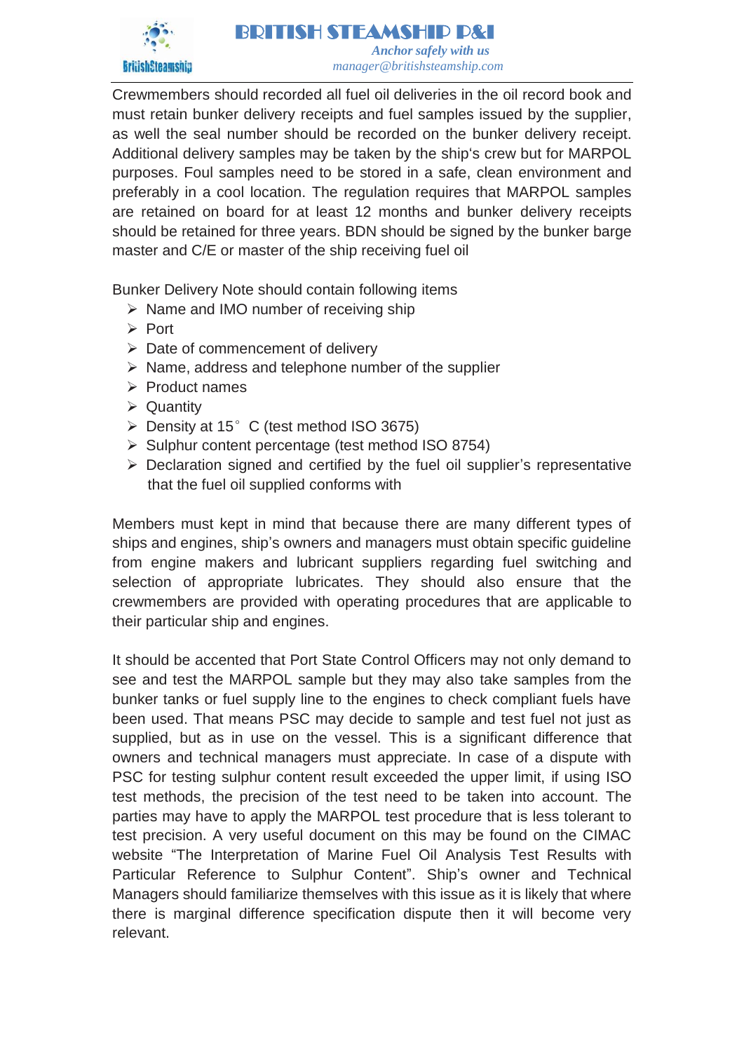Crewmembers should recorded all fuel oil deliveries in the oil record book and must retain bunker delivery receipts and fuel samples issued by the supplier, as well the seal number should be recorded on the bunker delivery receipt. Additional delivery samples may be taken by the ship's crew but for MARPOL purposes. Foul samples need to be stored in a safe, clean environment and preferably in a cool location. The regulation requires that MARPOL samples are retained on board for at least 12 months and bunker delivery receipts should be retained for three years. BDN should be signed by the bunker barge master and C/E or master of the ship receiving fuel oil

Bunker Delivery Note should contain following items

- Name and IMO number of receiving ship
- Port
- Date of commencement of delivery
- Name, address and telephone number of the supplier
- Product names
- Quantity
- Density at 15° C (test method ISO 3675)
- Sulphur content percentage (test method ISO 8754)
- Declaration signed and certified by the fuel oil supplier's representative that the fuel oil supplied conforms with

Members must kept in mind that because there are many different types of ships and engines, ship's owners and managers must obtain specific guideline from engine makers and lubricant suppliers regarding fuel switching and selection of appropriate lubricates. They should also ensure that the crewmembers are provided with operating procedures that are applicable to their particular ship and engines.

It should be accented that Port State Control Officers may not only demand to see and test the MARPOL sample but they may also take samples from the bunker tanks or fuel supply line to the engines to check compliant fuels have been used. That means PSC may decide to sample and test fuel not just as supplied, but as in use on the vessel. This is a significant difference that owners and technical managers must appreciate. In case of a dispute with PSC for testing sulphur content result exceeded the upper limit, if using ISO test methods, the precision of the test need to be taken into account. The parties may have to apply the MARPOL test procedure that is less tolerant to test precision. A very useful document on this may be found on the CIMAC website "The Interpretation of Marine Fuel Oil Analysis Test Results with Particular Reference to Sulphur Content". Ship's owner and Technical Managers should familiarize themselves with this issue as it is likely that where there is marginal difference specification dispute then it will become very relevant.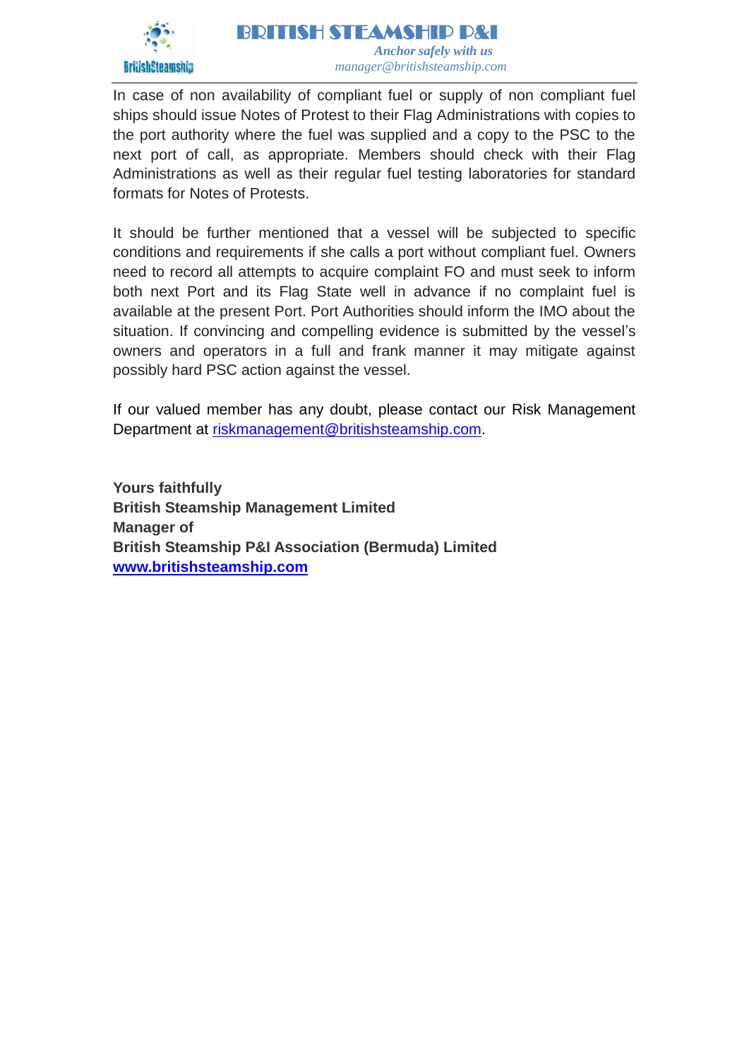In case of non availability of compliant fuel or supply of non compliant fuel ships should issue Notes of Protest to their Flag Administrations with copies to the port authority where the fuel was supplied and a copy to the PSC to the next port of call, as appropriate. Members should check with their Flag Administrations as well as their regular fuel testing laboratories for standard formats for Notes of Protests.

It should be further mentioned that a vessel will be subjected to specific conditions and requirements if she calls a port without compliant fuel. Owners need to record all attempts to acquire complaint FO and must seek to inform both next Port and its Flag State well in advance if no complaint fuel is available at the present Port. Port Authorities should inform the IMO about the situation. If convincing and compelling evidence is submitted by the vessel's owners and operators in a full and frank manner it may mitigate against possibly hard PSC action against the vessel.

If our valued member has any doubt, please contact our Risk Management Department at riskmanagement@britishsteamship.com.

**Yours faithfully**
**British Steamship Management Limited**
**Manager of**
**British Steamship P&I Association (Bermuda) Limited**
**www.britishsteamship.com**